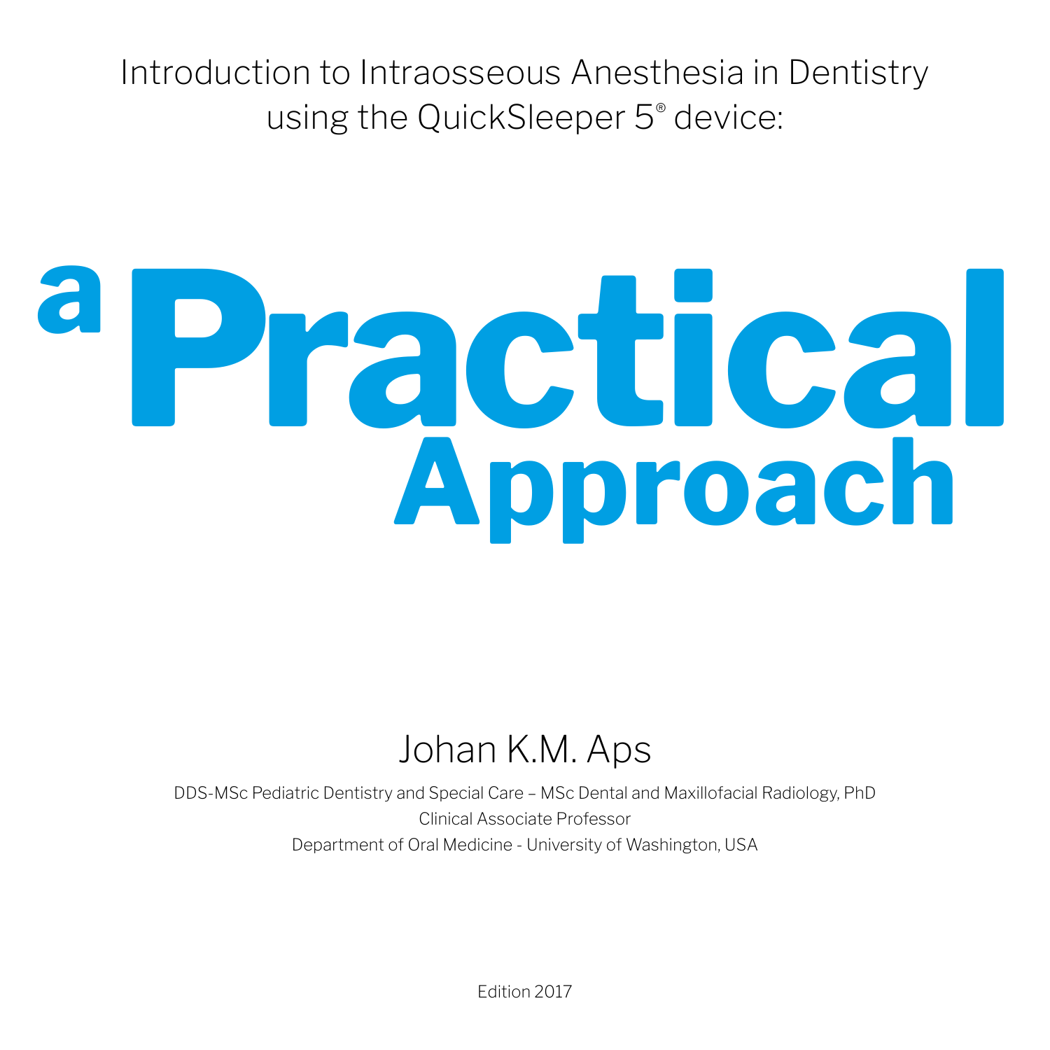Introduction to Intraosseous Anesthesia in Dentistry using the QuickSleeper 5® device:

# a Practical Approach

## Johan K.M. Aps

DDS-MSc Pediatric Dentistry and Special Care – MSc Dental and Maxillofacial Radiology, PhD
Clinical Associate Professor
Department of Oral Medicine - University of Washington, USA

Edition 2017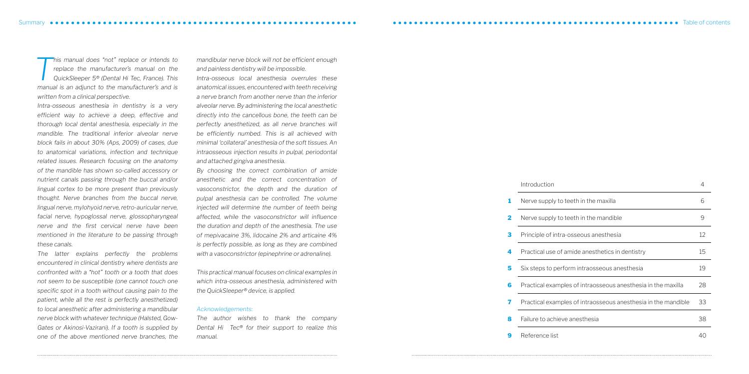# Summary

*This manual does "not" replace or intends to replace the manufacturer's manual on the QuickSleeper 5® (Dental Hi Tec, France). This manual is an adjunct to the manufacturer's and is written from a clinical perspective.*

*Intra-osseous anesthesia in dentistry is a very efficient way to achieve a deep, effective and thorough local dental anesthesia, especially in the mandible. The traditional inferior alveolar nerve block fails in about 30% (Aps, 2009) of cases, due to anatomical variations, infection and technique related issues. Research focusing on the anatomy of the mandible has shown so-called accessory or nutrient canals passing through the buccal and/or lingual cortex to be more present than previously thought. Nerve branches from the buccal nerve, lingual nerve, mylohyoid nerve, retro-auricular nerve, facial nerve, hypoglossal nerve, glossopharyngeal nerve and the first cervical nerve have been mentioned in the literature to be passing through these canals.*

*The latter explains perfectly the problems encountered in clinical dentistry where dentists are confronted with a "hot" tooth or a tooth that does not seem to be susceptible (one cannot touch one specific spot in a tooth without causing pain to the patient, while all the rest is perfectly anesthetized) to local anesthetic after administering a mandibular nerve block with whatever technique (Halsted, Gow-Gates or Akinosi-Vazirani). If a tooth is supplied by one of the above mentioned nerve branches, the mandibular nerve block will not be efficient enough and painless dentistry will be impossible.*

*Intra-osseous local anesthesia overrules these anatomical issues, encountered with teeth receiving a nerve branch from another nerve than the inferior alveolar nerve. By administering the local anesthetic directly into the cancellous bone, the teeth can be perfectly anesthetized, as all nerve branches will be efficiently numbed. This is all achieved with minimal 'collateral' anesthesia of the soft tissues. An intraosseous injection results in pulpal, periodontal and attached gingiva anesthesia.*

*By choosing the correct combination of amide anesthetic and the correct concentration of vasoconstrictor, the depth and the duration of pulpal anesthesia can be controlled. The volume injected will determine the number of teeth being affected, while the vasoconstrictor will influence the duration and depth of the anesthesia. The use of mepivacaine 3%, lidocaine 2% and articaine 4% is perfectly possible, as long as they are combined with a vasoconstrictor (epinephrine or adrenaline).*

*This practical manual focuses on clinical examples in which intra-osseous anesthesia, administered with the QuickSleeper® device, is applied.*

*Acknowledgements:*

*The author wishes to thank the company Dental Hi Tec® for their support to realize this manual.*

# Table of contents

| | | |
|---|---|---|
| | Introduction | 4 |
| 1 | Nerve supply to teeth in the maxilla | 6 |
| 2 | Nerve supply to teeth in the mandible | 9 |
| 3 | Principle of intra-osseous anesthesia | 12 |
| 4 | Practical use of amide anesthetics in dentistry | 15 |
| 5 | Six steps to perform intraosseous anesthesia | 19 |
| 6 | Practical examples of intraosseous anesthesia in the maxilla | 28 |
| 7 | Practical examples of intraosseous anesthesia in the mandible | 33 |
| 8 | Failure to achieve anesthesia | 38 |
| 9 | Reference list | 40 |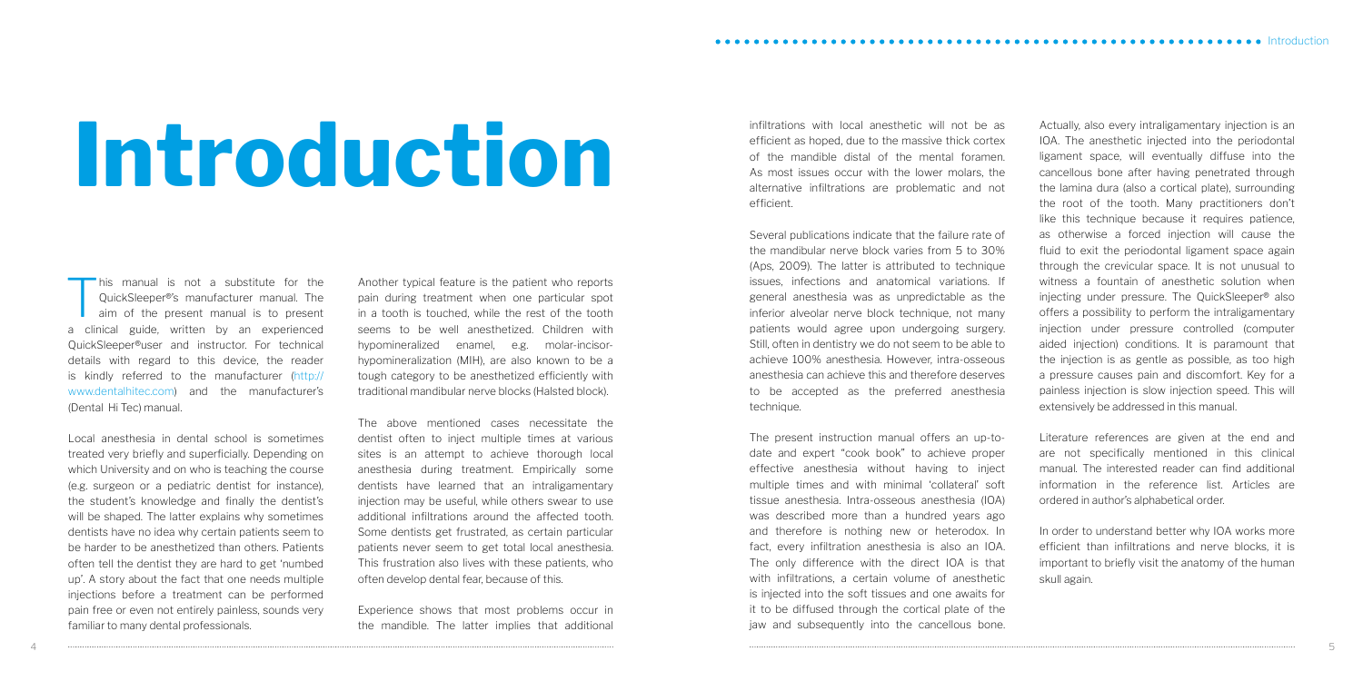# Introduction

This manual is not a substitute for the QuickSleeper®'s manufacturer manual. The aim of the present manual is to present a clinical guide, written by an experienced QuickSleeper®user and instructor. For technical details with regard to this device, the reader is kindly referred to the manufacturer (http://www.dentalhitec.com) and the manufacturer's (Dental Hi Tec) manual.

Local anesthesia in dental school is sometimes treated very briefly and superficially. Depending on which University and on who is teaching the course (e.g. surgeon or a pediatric dentist for instance), the student's knowledge and finally the dentist's will be shaped. The latter explains why sometimes dentists have no idea why certain patients seem to be harder to be anesthetized than others. Patients often tell the dentist they are hard to get 'numbed up'. A story about the fact that one needs multiple injections before a treatment can be performed pain free or even not entirely painless, sounds very familiar to many dental professionals.

Another typical feature is the patient who reports pain during treatment when one particular spot in a tooth is touched, while the rest of the tooth seems to be well anesthetized. Children with hypomineralized enamel, e.g. molar-incisor-hypomineralization (MIH), are also known to be a tough category to be anesthetized efficiently with traditional mandibular nerve blocks (Halsted block).

The above mentioned cases necessitate the dentist often to inject multiple times at various sites is an attempt to achieve thorough local anesthesia during treatment. Empirically some dentists have learned that an intraligamentary injection may be useful, while others swear to use additional infiltrations around the affected tooth. Some dentists get frustrated, as certain particular patients never seem to get total local anesthesia. This frustration also lives with these patients, who often develop dental fear, because of this.

Experience shows that most problems occur in the mandible. The latter implies that additional infiltrations with local anesthetic will not be as efficient as hoped, due to the massive thick cortex of the mandible distal of the mental foramen. As most issues occur with the lower molars, the alternative infiltrations are problematic and not efficient.

Several publications indicate that the failure rate of the mandibular nerve block varies from 5 to 30% (Aps, 2009). The latter is attributed to technique issues, infections and anatomical variations. If general anesthesia was as unpredictable as the inferior alveolar nerve block technique, not many patients would agree upon undergoing surgery. Still, often in dentistry we do not seem to be able to achieve 100% anesthesia. However, intra-osseous anesthesia can achieve this and therefore deserves to be accepted as the preferred anesthesia technique.

The present instruction manual offers an up-to-date and expert "cook book" to achieve proper effective anesthesia without having to inject multiple times and with minimal 'collateral' soft tissue anesthesia. Intra-osseous anesthesia (IOA) was described more than a hundred years ago and therefore is nothing new or heterodox. In fact, every infiltration anesthesia is also an IOA. The only difference with the direct IOA is that with infiltrations, a certain volume of anesthetic is injected into the soft tissues and one awaits for it to be diffused through the cortical plate of the jaw and subsequently into the cancellous bone.

Actually, also every intraligamentary injection is an IOA. The anesthetic injected into the periodontal ligament space, will eventually diffuse into the cancellous bone after having penetrated through the lamina dura (also a cortical plate), surrounding the root of the tooth. Many practitioners don't like this technique because it requires patience, as otherwise a forced injection will cause the fluid to exit the periodontal ligament space again through the crevicular space. It is not unusual to witness a fountain of anesthetic solution when injecting under pressure. The QuickSleeper® also offers a possibility to perform the intraligamentary injection under pressure controlled (computer aided injection) conditions. It is paramount that the injection is as gentle as possible, as too high a pressure causes pain and discomfort. Key for a painless injection is slow injection speed. This will extensively be addressed in this manual.

Literature references are given at the end and are not specifically mentioned in this clinical manual. The interested reader can find additional information in the reference list. Articles are ordered in author's alphabetical order.

In order to understand better why IOA works more efficient than infiltrations and nerve blocks, it is important to briefly visit the anatomy of the human skull again.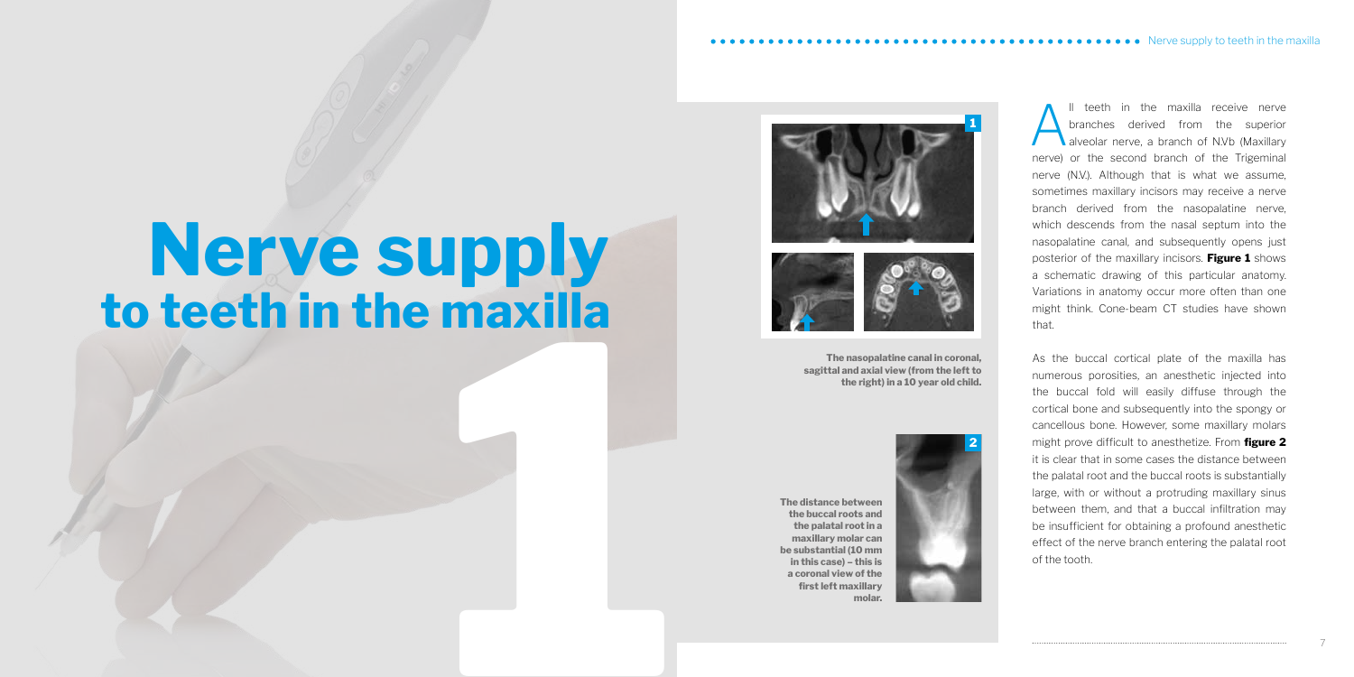# Nerve supply to teeth in the maxilla

The nasopalatine canal in coronal, sagittal and axial view (from the left to the right) in a 10 year old child.

The distance between the buccal roots and the palatal root in a maxillary molar can be substantial (10 mm in this case) – this is a coronal view of the first left maxillary molar.

All teeth in the maxilla receive nerve branches derived from the superior alveolar nerve, a branch of N.Vb (Maxillary nerve) or the second branch of the Trigeminal nerve (N.V.). Although that is what we assume, sometimes maxillary incisors may receive a nerve branch derived from the nasopalatine nerve, which descends from the nasal septum into the nasopalatine canal, and subsequently opens just posterior of the maxillary incisors. **Figure 1** shows a schematic drawing of this particular anatomy. Variations in anatomy occur more often than one might think. Cone-beam CT studies have shown that.

As the buccal cortical plate of the maxilla has numerous porosities, an anesthetic injected into the buccal fold will easily diffuse through the cortical bone and subsequently into the spongy or cancellous bone. However, some maxillary molars might prove difficult to anesthetize. From **figure 2** it is clear that in some cases the distance between the palatal root and the buccal roots is substantially large, with or without a protruding maxillary sinus between them, and that a buccal infiltration may be insufficient for obtaining a profound anesthetic effect of the nerve branch entering the palatal root of the tooth.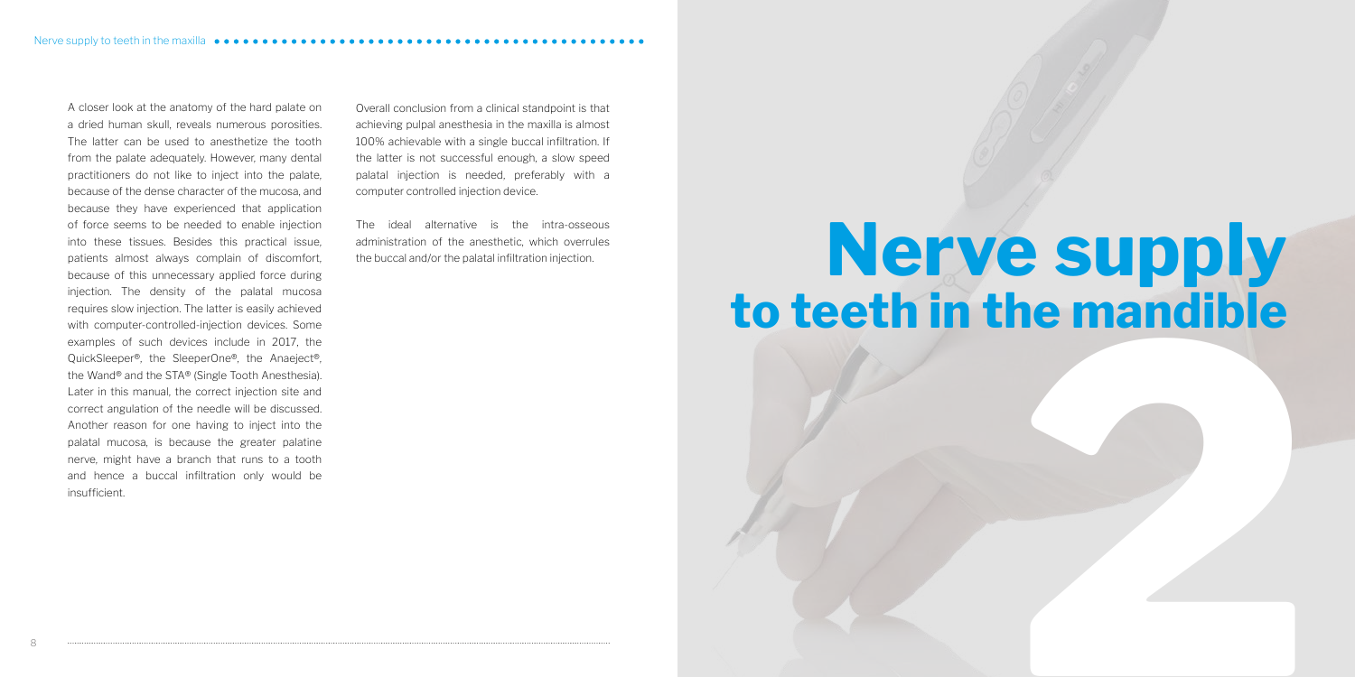A closer look at the anatomy of the hard palate on a dried human skull, reveals numerous porosities. The latter can be used to anesthetize the tooth from the palate adequately. However, many dental practitioners do not like to inject into the palate, because of the dense character of the mucosa, and because they have experienced that application of force seems to be needed to enable injection into these tissues. Besides this practical issue, patients almost always complain of discomfort, because of this unnecessary applied force during injection. The density of the palatal mucosa requires slow injection. The latter is easily achieved with computer-controlled-injection devices. Some examples of such devices include in 2017, the QuickSleeper®, the SleeperOne®, the Anaeject®, the Wand® and the STA® (Single Tooth Anesthesia). Later in this manual, the correct injection site and correct angulation of the needle will be discussed. Another reason for one having to inject into the palatal mucosa, is because the greater palatine nerve, might have a branch that runs to a tooth and hence a buccal infiltration only would be insufficient.

Overall conclusion from a clinical standpoint is that achieving pulpal anesthesia in the maxilla is almost 100% achievable with a single buccal infiltration. If the latter is not successful enough, a slow speed palatal injection is needed, preferably with a computer controlled injection device.

The ideal alternative is the intra-osseous administration of the anesthetic, which overrules the buccal and/or the palatal infiltration injection.

# 2 Nerve supply to teeth in the mandible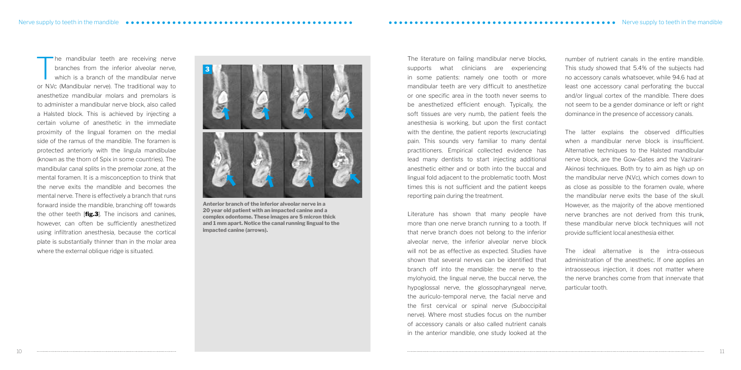The mandibular teeth are receiving nerve branches from the inferior alveolar nerve, which is a branch of the mandibular nerve or N.Vc (Mandibular nerve). The traditional way to anesthetize mandibular molars and premolars is to administer a mandibular nerve block, also called a Halsted block. This is achieved by injecting a certain volume of anesthetic in the immediate proximity of the lingual foramen on the medial side of the ramus of the mandible. The foramen is protected anteriorly with the lingula mandibulae (known as the thorn of Spix in some countries). The mandibular canal splits in the premolar zone, at the mental foramen. It is a misconception to think that the nerve exits the mandible and becomes the mental nerve. There is effectively a branch that runs forward inside the mandible, branching off towards the other teeth [**fig.3**]. The incisors and canines, however, can often be sufficiently anesthetized using infiltration anesthesia, because the cortical plate is substantially thinner than in the molar area where the external oblique ridge is situated.

**Anterior branch of the inferior alveolar nerve in a 20 year old patient with an impacted canine and a complex odontome. These images are 5 micron thick and 1 mm apart. Notice the canal running lingual to the impacted canine (arrows).**

The literature on failing mandibular nerve blocks, supports what clinicians are experiencing in some patients: namely one tooth or more mandibular teeth are very difficult to anesthetize or one specific area in the tooth never seems to be anesthetized efficient enough. Typically, the soft tissues are very numb, the patient feels the anesthesia is working, but upon the first contact with the dentine, the patient reports (excruciating) pain. This sounds very familiar to many dental practitioners. Empirical collected evidence has lead many dentists to start injecting additional anesthetic either and or both into the buccal and lingual fold adjacent to the problematic tooth. Most times this is not sufficient and the patient keeps reporting pain during the treatment.

Literature has shown that many people have more than one nerve branch running to a tooth. If that nerve branch does not belong to the inferior alveolar nerve, the inferior alveolar nerve block will not be as effective as expected. Studies have shown that several nerves can be identified that branch off into the mandible: the nerve to the mylohyoid, the lingual nerve, the buccal nerve, the hypoglossal nerve, the glossopharyngeal nerve, the auriculo-temporal nerve, the facial nerve and the first cervical or spinal nerve (Suboccipital nerve). Where most studies focus on the number of accessory canals or also called nutrient canals in the anterior mandible, one study looked at the number of nutrient canals in the entire mandible. This study showed that 5.4% of the subjects had no accessory canals whatsoever, while 94.6 had at least one accessory canal perforating the buccal and/or lingual cortex of the mandible. There does not seem to be a gender dominance or left or right dominance in the presence of accessory canals.

The latter explains the observed difficulties when a mandibular nerve block is insufficient. Alternative techniques to the Halsted mandibular nerve block, are the Gow-Gates and the Vazirani-Akinosi techniques. Both try to aim as high up on the mandibular nerve (N.Vc), which comes down to as close as possible to the foramen ovale, where the mandibular nerve exits the base of the skull. However, as the majority of the above mentioned nerve branches are not derived from this trunk, these mandibular nerve block techniques will not provide sufficient local anesthesia either.

The ideal alternative is the intra-osseous administration of the anesthetic. If one applies an intraosseous injection, it does not matter where the nerve branches come from that innervate that particular tooth.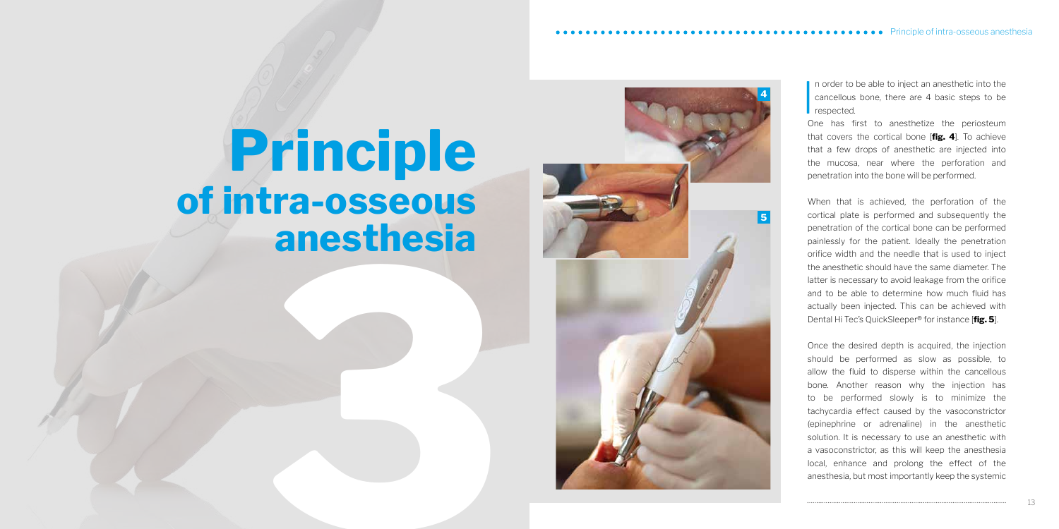# 3 Principle of intra-osseous anesthesia

In order to be able to inject an anesthetic into the cancellous bone, there are 4 basic steps to be respected.

One has first to anesthetize the periosteum that covers the cortical bone [**fig. 4**]. To achieve that a few drops of anesthetic are injected into the mucosa, near where the perforation and penetration into the bone will be performed.

When that is achieved, the perforation of the cortical plate is performed and subsequently the penetration of the cortical bone can be performed painlessly for the patient. Ideally the penetration orifice width and the needle that is used to inject the anesthetic should have the same diameter. The latter is necessary to avoid leakage from the orifice and to be able to determine how much fluid has actually been injected. This can be achieved with Dental Hi Tec's QuickSleeper® for instance [**fig. 5**].

Once the desired depth is acquired, the injection should be performed as slow as possible, to allow the fluid to disperse within the cancellous bone. Another reason why the injection has to be performed slowly is to minimize the tachycardia effect caused by the vasoconstrictor (epinephrine or adrenaline) in the anesthetic solution. It is necessary to use an anesthetic with a vasoconstrictor, as this will keep the anesthesia local, enhance and prolong the effect of the anesthesia, but most importantly keep the systemic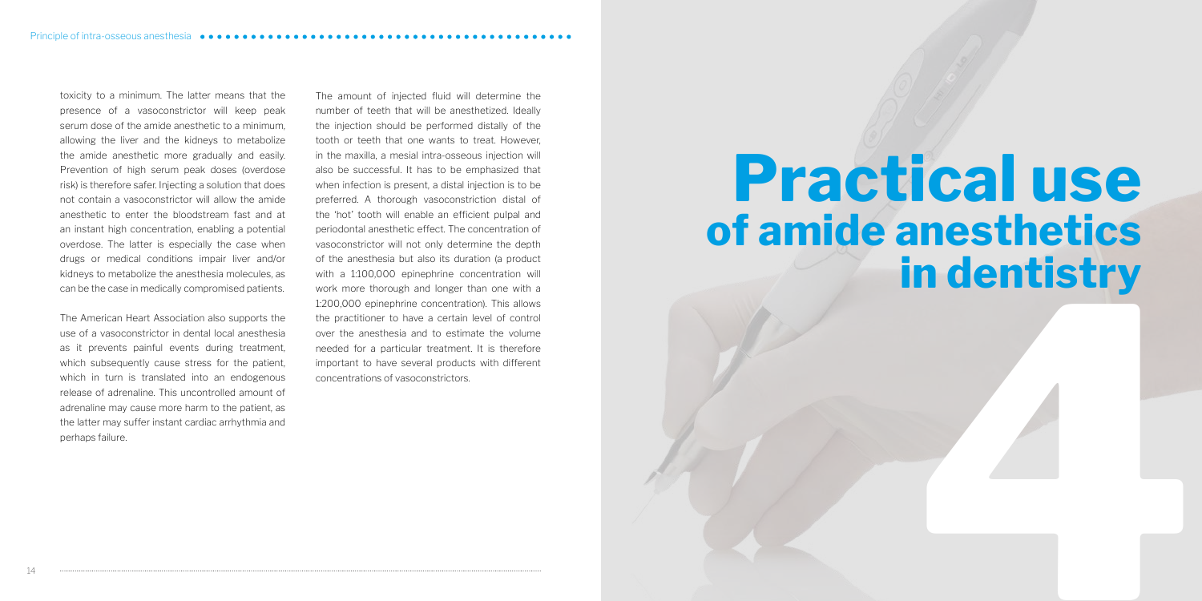toxicity to a minimum. The latter means that the presence of a vasoconstrictor will keep peak serum dose of the amide anesthetic to a minimum, allowing the liver and the kidneys to metabolize the amide anesthetic more gradually and easily. Prevention of high serum peak doses (overdose risk) is therefore safer. Injecting a solution that does not contain a vasoconstrictor will allow the amide anesthetic to enter the bloodstream fast and at an instant high concentration, enabling a potential overdose. The latter is especially the case when drugs or medical conditions impair liver and/or kidneys to metabolize the anesthesia molecules, as can be the case in medically compromised patients.

The American Heart Association also supports the use of a vasoconstrictor in dental local anesthesia as it prevents painful events during treatment, which subsequently cause stress for the patient, which in turn is translated into an endogenous release of adrenaline. This uncontrolled amount of adrenaline may cause more harm to the patient, as the latter may suffer instant cardiac arrhythmia and perhaps failure.

The amount of injected fluid will determine the number of teeth that will be anesthetized. Ideally the injection should be performed distally of the tooth or teeth that one wants to treat. However, in the maxilla, a mesial intra-osseous injection will also be successful. It has to be emphasized that when infection is present, a distal injection is to be preferred. A thorough vasoconstriction distal of the 'hot' tooth will enable an efficient pulpal and periodontal anesthetic effect. The concentration of vasoconstrictor will not only determine the depth of the anesthesia but also its duration (a product with a 1:100,000 epinephrine concentration will work more thorough and longer than one with a 1:200,000 epinephrine concentration). This allows the practitioner to have a certain level of control over the anesthesia and to estimate the volume needed for a particular treatment. It is therefore important to have several products with different concentrations of vasoconstrictors.

# 4 Practical use of amide anesthetics in dentistry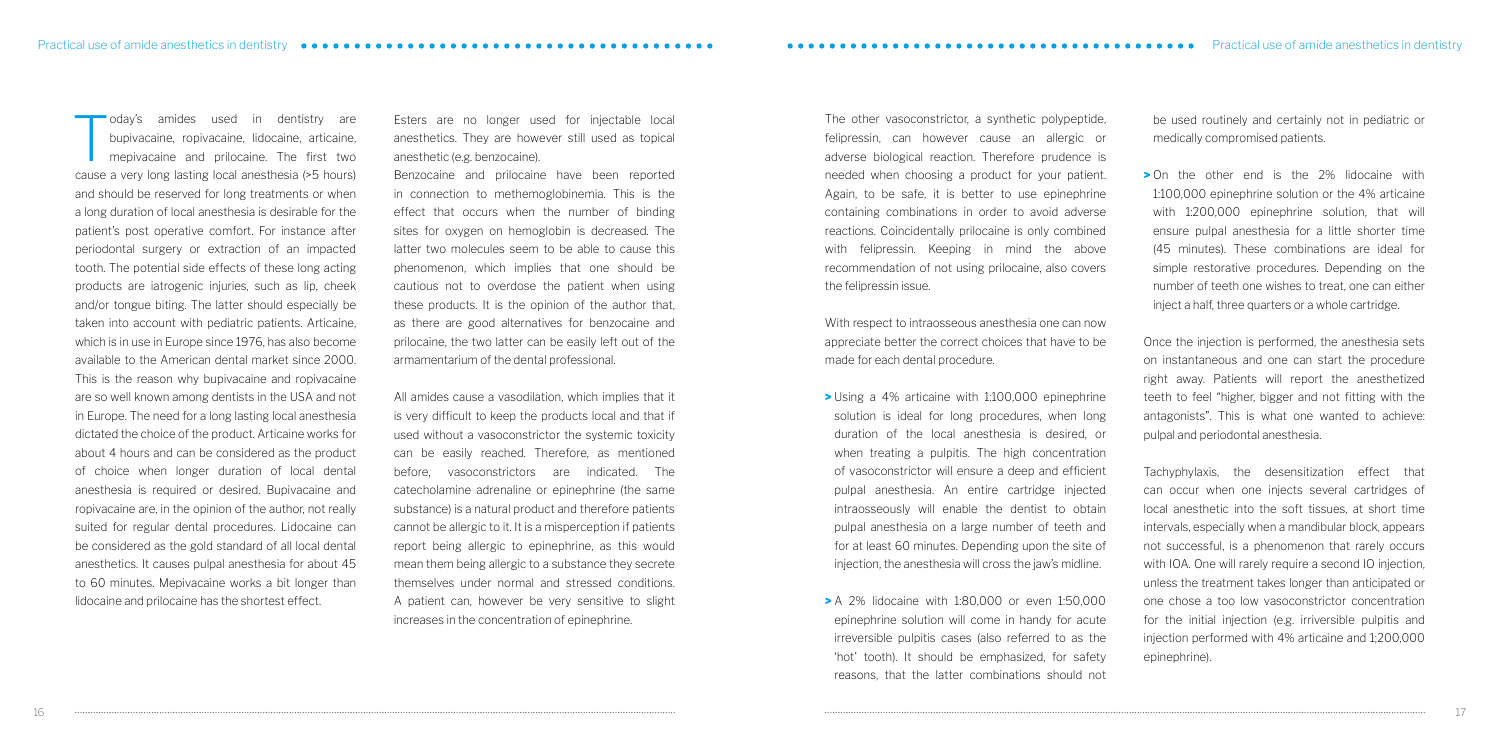Today's amides used in dentistry are bupivacaine, ropivacaine, lidocaine, articaine, mepivacaine and prilocaine. The first two cause a very long lasting local anesthesia (>5 hours) and should be reserved for long treatments or when a long duration of local anesthesia is desirable for the patient's post operative comfort. For instance after periodontal surgery or extraction of an impacted tooth. The potential side effects of these long acting products are iatrogenic injuries, such as lip, cheek and/or tongue biting. The latter should especially be taken into account with pediatric patients. Articaine, which is in use in Europe since 1976, has also become available to the American dental market since 2000. This is the reason why bupivacaine and ropivacaine are so well known among dentists in the USA and not in Europe. The need for a long lasting local anesthesia dictated the choice of the product. Articaine works for about 4 hours and can be considered as the product of choice when longer duration of local dental anesthesia is required or desired. Bupivacaine and ropivacaine are, in the opinion of the author, not really suited for regular dental procedures. Lidocaine can be considered as the gold standard of all local dental anesthetics. It causes pulpal anesthesia for about 45 to 60 minutes. Mepivacaine works a bit longer than lidocaine and prilocaine has the shortest effect.

Esters are no longer used for injectable local anesthetics. They are however still used as topical anesthetic (e.g. benzocaine).

Benzocaine and prilocaine have been reported in connection to methemoglobinemia. This is the effect that occurs when the number of binding sites for oxygen on hemoglobin is decreased. The latter two molecules seem to be able to cause this phenomenon, which implies that one should be cautious not to overdose the patient when using these products. It is the opinion of the author that, as there are good alternatives for benzocaine and prilocaine, the two latter can be easily left out of the armamentarium of the dental professional.

All amides cause a vasodilation, which implies that it is very difficult to keep the products local and that if used without a vasoconstrictor the systemic toxicity can be easily reached. Therefore, as mentioned before, vasoconstrictors are indicated. The catecholamine adrenaline or epinephrine (the same substance) is a natural product and therefore patients cannot be allergic to it. It is a misperception if patients report being allergic to epinephrine, as this would mean them being allergic to a substance they secrete themselves under normal and stressed conditions. A patient can, however be very sensitive to slight increases in the concentration of epinephrine.

The other vasoconstrictor, a synthetic polypeptide, felipressin, can however cause an allergic or adverse biological reaction. Therefore prudence is needed when choosing a product for your patient. Again, to be safe, it is better to use epinephrine containing combinations in order to avoid adverse reactions. Coincidentally prilocaine is only combined with felipressin. Keeping in mind the above recommendation of not using prilocaine, also covers the felipressin issue.

With respect to intraosseous anesthesia one can now appreciate better the correct choices that have to be made for each dental procedure.

- Using a 4% articaine with 1:100,000 epinephrine solution is ideal for long procedures, when long duration of the local anesthesia is desired, or when treating a pulpitis. The high concentration of vasoconstrictor will ensure a deep and efficient pulpal anesthesia. An entire cartridge injected intraosseously will enable the dentist to obtain pulpal anesthesia on a large number of teeth and for at least 60 minutes. Depending upon the site of injection, the anesthesia will cross the jaw's midline.
- A 2% lidocaine with 1:80,000 or even 1:50,000 epinephrine solution will come in handy for acute irreversible pulpitis cases (also referred to as the 'hot' tooth). It should be emphasized, for safety reasons, that the latter combinations should not be used routinely and certainly not in pediatric or medically compromised patients.
- On the other end is the 2% lidocaine with 1:100,000 epinephrine solution or the 4% articaine with 1:200,000 epinephrine solution, that will ensure pulpal anesthesia for a little shorter time (45 minutes). These combinations are ideal for simple restorative procedures. Depending on the number of teeth one wishes to treat, one can either inject a half, three quarters or a whole cartridge.

Once the injection is performed, the anesthesia sets on instantaneous and one can start the procedure right away. Patients will report the anesthetized teeth to feel "higher, bigger and not fitting with the antagonists". This is what one wanted to achieve: pulpal and periodontal anesthesia.

Tachyphylaxis, the desensitization effect that can occur when one injects several cartridges of local anesthetic into the soft tissues, at short time intervals, especially when a mandibular block, appears not successful, is a phenomenon that rarely occurs with IOA. One will rarely require a second IO injection, unless the treatment takes longer than anticipated or one chose a too low vasoconstrictor concentration for the initial injection (e.g. irriversible pulpitis and injection performed with 4% articaine and 1;200,000 epinephrine).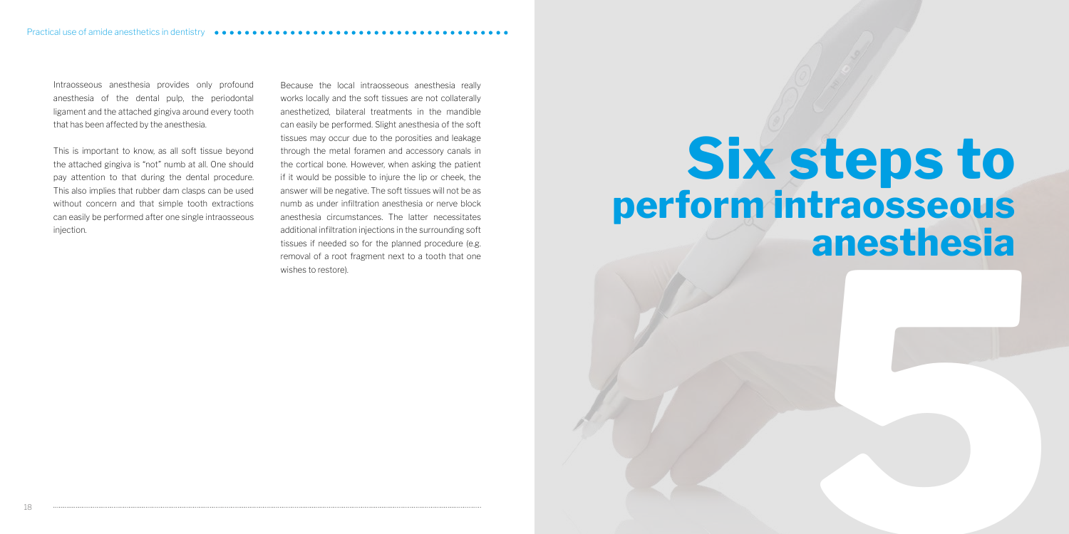Intraosseous anesthesia provides only profound anesthesia of the dental pulp, the periodontal ligament and the attached gingiva around every tooth that has been affected by the anesthesia.

This is important to know, as all soft tissue beyond the attached gingiva is "not" numb at all. One should pay attention to that during the dental procedure. This also implies that rubber dam clasps can be used without concern and that simple tooth extractions can easily be performed after one single intraosseous injection.

Because the local intraosseous anesthesia really works locally and the soft tissues are not collaterally anesthetized, bilateral treatments in the mandible can easily be performed. Slight anesthesia of the soft tissues may occur due to the porosities and leakage through the metal foramen and accessory canals in the cortical bone. However, when asking the patient if it would be possible to injure the lip or cheek, the answer will be negative. The soft tissues will not be as numb as under infiltration anesthesia or nerve block anesthesia circumstances. The latter necessitates additional infiltration injections in the surrounding soft tissues if needed so for the planned procedure (e.g. removal of a root fragment next to a tooth that one wishes to restore).

# 5 Six steps to perform intraosseous anesthesia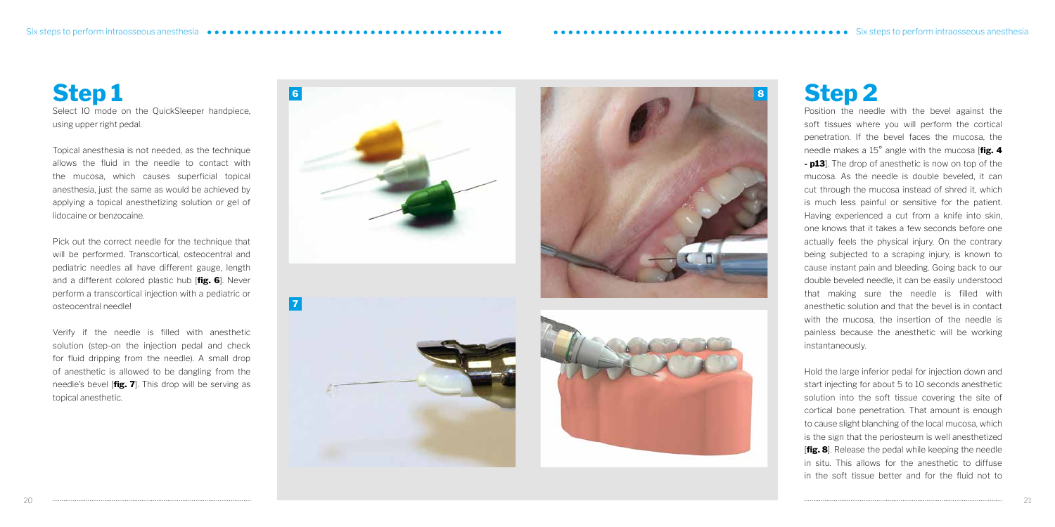# Step 1

Select IO mode on the QuickSleeper handpiece, using upper right pedal.

Topical anesthesia is not needed, as the technique allows the fluid in the needle to contact with the mucosa, which causes superficial topical anesthesia, just the same as would be achieved by applying a topical anesthetizing solution or gel of lidocaine or benzocaine.

Pick out the correct needle for the technique that will be performed. Transcortical, osteocentral and pediatric needles all have different gauge, length and a different colored plastic hub [**fig. 6**]. Never perform a transcortical injection with a pediatric or osteocentral needle!

Verify if the needle is filled with anesthetic solution (step-on the injection pedal and check for fluid dripping from the needle). A small drop of anesthetic is allowed to be dangling from the needle's bevel [**fig. 7**]. This drop will be serving as topical anesthetic.

# Step 2

Position the needle with the bevel against the soft tissues where you will perform the cortical penetration. If the bevel faces the mucosa, the needle makes a 15° angle with the mucosa [**fig. 4 - p13**]. The drop of anesthetic is now on top of the mucosa. As the needle is double beveled, it can cut through the mucosa instead of shred it, which is much less painful or sensitive for the patient. Having experienced a cut from a knife into skin, one knows that it takes a few seconds before one actually feels the physical injury. On the contrary being subjected to a scraping injury, is known to cause instant pain and bleeding. Going back to our double beveled needle, it can be easily understood that making sure the needle is filled with anesthetic solution and that the bevel is in contact with the mucosa, the insertion of the needle is painless because the anesthetic will be working instantaneously.

Hold the large inferior pedal for injection down and start injecting for about 5 to 10 seconds anesthetic solution into the soft tissue covering the site of cortical bone penetration. That amount is enough to cause slight blanching of the local mucosa, which is the sign that the periosteum is well anesthetized [**fig. 8**]. Release the pedal while keeping the needle in situ. This allows for the anesthetic to diffuse in the soft tissue better and for the fluid not to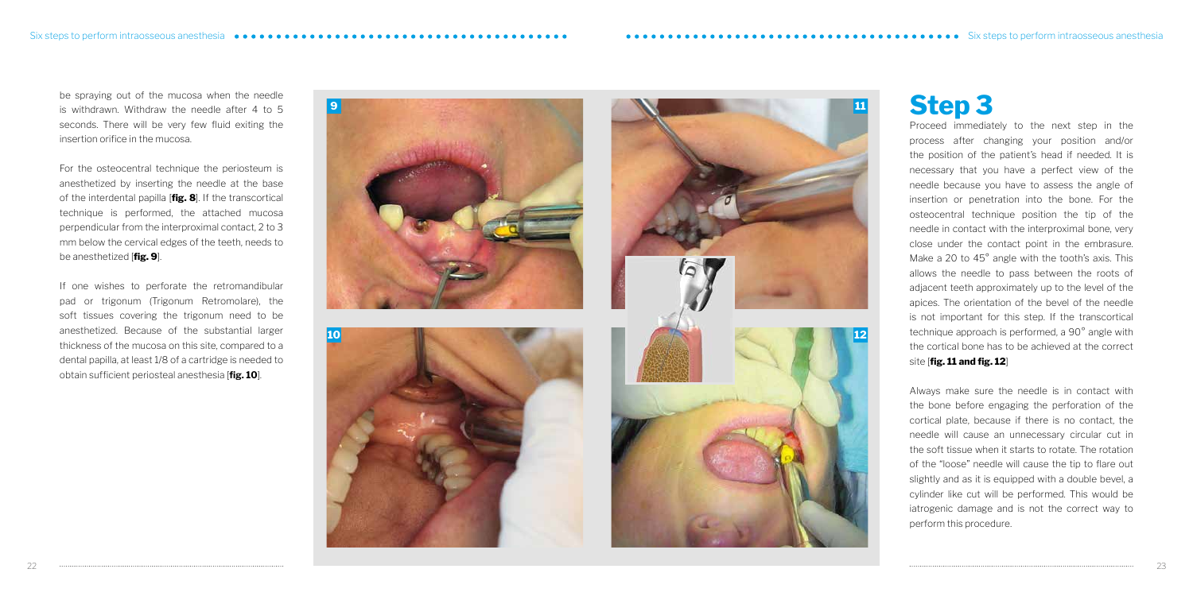be spraying out of the mucosa when the needle is withdrawn. Withdraw the needle after 4 to 5 seconds. There will be very few fluid exiting the insertion orifice in the mucosa.

For the osteocentral technique the periosteum is anesthetized by inserting the needle at the base of the interdental papilla [**fig. 8**]. If the transcortical technique is performed, the attached mucosa perpendicular from the interproximal contact, 2 to 3 mm below the cervical edges of the teeth, needs to be anesthetized [**fig. 9**].

If one wishes to perforate the retromandibular pad or trigonum (Trigonum Retromolare), the soft tissues covering the trigonum need to be anesthetized. Because of the substantial larger thickness of the mucosa on this site, compared to a dental papilla, at least 1/8 of a cartridge is needed to obtain sufficient periosteal anesthesia [**fig. 10**].

# Step 3

Proceed immediately to the next step in the process after changing your position and/or the position of the patient's head if needed. It is necessary that you have a perfect view of the needle because you have to assess the angle of insertion or penetration into the bone. For the osteocentral technique position the tip of the needle in contact with the interproximal bone, very close under the contact point in the embrasure. Make a 20 to 45° angle with the tooth's axis. This allows the needle to pass between the roots of adjacent teeth approximately up to the level of the apices. The orientation of the bevel of the needle is not important for this step. If the transcortical technique approach is performed, a 90° angle with the cortical bone has to be achieved at the correct site [**fig. 11 and fig. 12**]

Always make sure the needle is in contact with the bone before engaging the perforation of the cortical plate, because if there is no contact, the needle will cause an unnecessary circular cut in the soft tissue when it starts to rotate. The rotation of the "loose" needle will cause the tip to flare out slightly and as it is equipped with a double bevel, a cylinder like cut will be performed. This would be iatrogenic damage and is not the correct way to perform this procedure.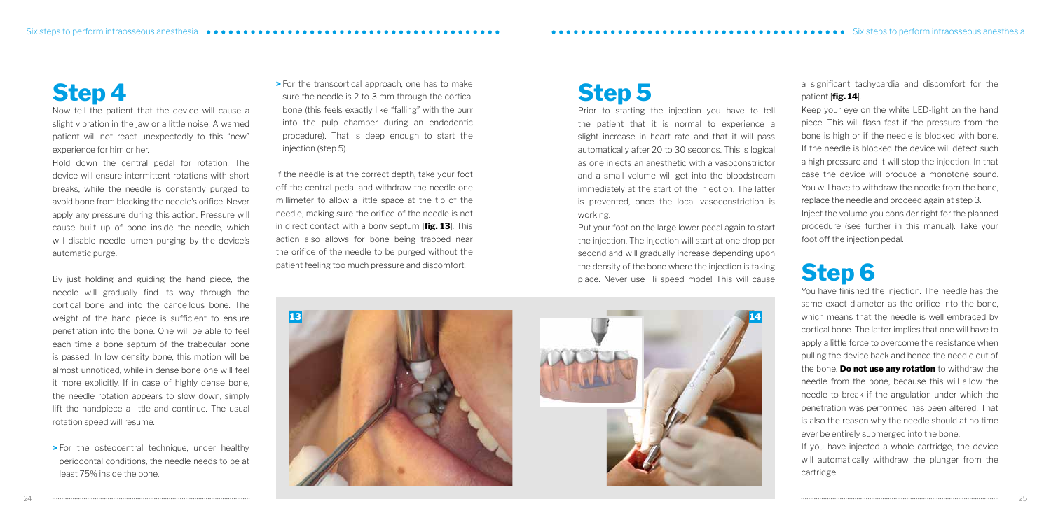# Step 4

Now tell the patient that the device will cause a slight vibration in the jaw or a little noise. A warned patient will not react unexpectedly to this "new" experience for him or her.

Hold down the central pedal for rotation. The device will ensure intermittent rotations with short breaks, while the needle is constantly purged to avoid bone from blocking the needle's orifice. Never apply any pressure during this action. Pressure will cause built up of bone inside the needle, which will disable needle lumen purging by the device's automatic purge.

By just holding and guiding the hand piece, the needle will gradually find its way through the cortical bone and into the cancellous bone. The weight of the hand piece is sufficient to ensure penetration into the bone. One will be able to feel each time a bone septum of the trabecular bone is passed. In low density bone, this motion will be almost unnoticed, while in dense bone one will feel it more explicitly. If in case of highly dense bone, the needle rotation appears to slow down, simply lift the handpiece a little and continue. The usual rotation speed will resume.

> For the osteocentral technique, under healthy periodontal conditions, the needle needs to be at least 75% inside the bone.

> For the transcortical approach, one has to make sure the needle is 2 to 3 mm through the cortical bone (this feels exactly like "falling" with the burr into the pulp chamber during an endodontic procedure). That is deep enough to start the injection (step 5).

If the needle is at the correct depth, take your foot off the central pedal and withdraw the needle one millimeter to allow a little space at the tip of the needle, making sure the orifice of the needle is not in direct contact with a bony septum [**fig. 13**]. This action also allows for bone being trapped near the orifice of the needle to be purged without the patient feeling too much pressure and discomfort.

13

# Step 5

Prior to starting the injection you have to tell the patient that it is normal to experience a slight increase in heart rate and that it will pass automatically after 20 to 30 seconds. This is logical as one injects an anesthetic with a vasoconstrictor and a small volume will get into the bloodstream immediately at the start of the injection. The latter is prevented, once the local vasoconstriction is working.

Put your foot on the large lower pedal again to start the injection. The injection will start at one drop per second and will gradually increase depending upon the density of the bone where the injection is taking place. Never use Hi speed mode! This will cause a significant tachycardia and discomfort for the patient [**fig. 14**].

Keep your eye on the white LED-light on the hand piece. This will flash fast if the pressure from the bone is high or if the needle is blocked with bone. If the needle is blocked the device will detect such a high pressure and it will stop the injection. In that case the device will produce a monotone sound. You will have to withdraw the needle from the bone, replace the needle and proceed again at step 3.

Inject the volume you consider right for the planned procedure (see further in this manual). Take your foot off the injection pedal.

14

# Step 6

You have finished the injection. The needle has the same exact diameter as the orifice into the bone, which means that the needle is well embraced by cortical bone. The latter implies that one will have to apply a little force to overcome the resistance when pulling the device back and hence the needle out of the bone. **Do not use any rotation** to withdraw the needle from the bone, because this will allow the needle to break if the angulation under which the penetration was performed has been altered. That is also the reason why the needle should at no time ever be entirely submerged into the bone.

If you have injected a whole cartridge, the device will automatically withdraw the plunger from the cartridge.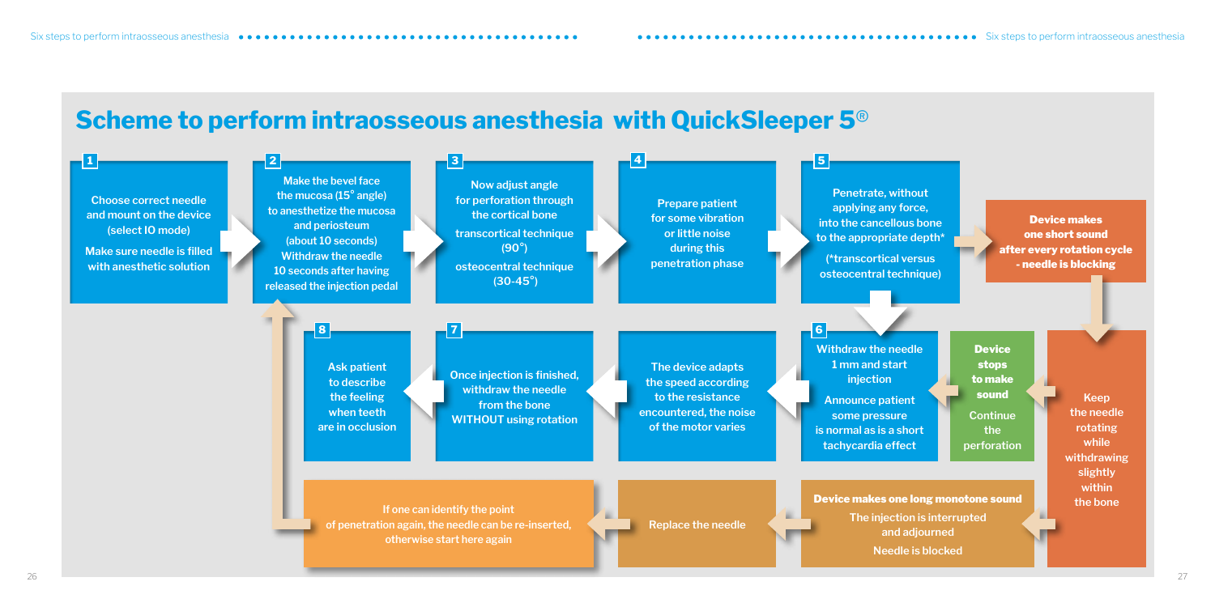# Scheme to perform intraosseous anesthesia with QuickSleeper 5®

**1**

Choose correct needle and mount on the device (select IO mode)

Make sure needle is filled with anesthetic solution

**2**

Make the bevel face the mucosa (15° angle) to anesthetize the mucosa and periosteum (about 10 seconds) Withdraw the needle 10 seconds after having released the injection pedal

**3**

Now adjust angle for perforation through the cortical bone

transcortical technique (90°)

osteocentral technique (30-45°)

**4**

Prepare patient for some vibration or little noise during this penetration phase

**5**

Penetrate, without applying any force, into the cancellous bone to the appropriate depth*

(*transcortical versus osteocentral technique)

**Device makes one short sound after every rotation cycle - needle is blocking**

Keep the needle rotating while withdrawing slightly within the bone

**Device stops to make sound**

Continue the perforation

**Device makes one long monotone sound**

The injection is interrupted and adjourned

Needle is blocked

Replace the needle

If one can identify the point of penetration again, the needle can be re-inserted, otherwise start here again

**6**

Withdraw the needle 1 mm and start injection

Announce patient some pressure is normal as is a short tachycardia effect

The device adapts the speed according to the resistance encountered, the noise of the motor varies

**7**

Once injection is finished, withdraw the needle from the bone WITHOUT using rotation

**8**

Ask patient to describe the feeling when teeth are in occlusion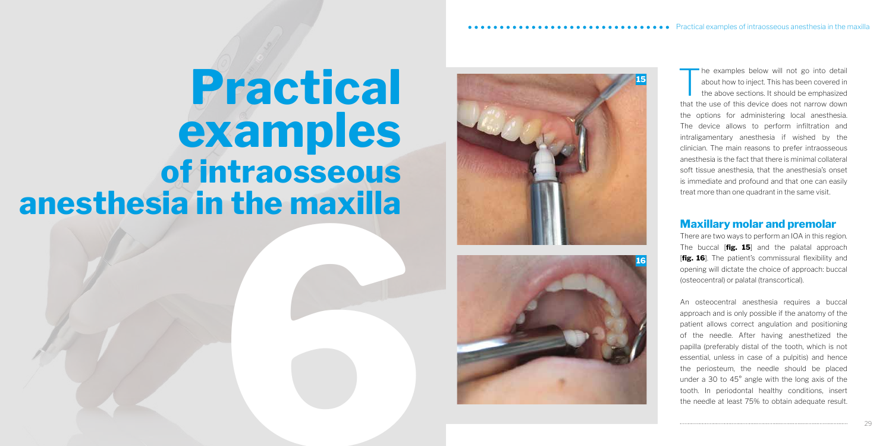# Practical examples of intraosseous anesthesia in the maxilla

The examples below will not go into detail about how to inject. This has been covered in the above sections. It should be emphasized that the use of this device does not narrow down the options for administering local anesthesia. The device allows to perform infiltration and intraligamentary anesthesia if wished by the clinician. The main reasons to prefer intraosseous anesthesia is the fact that there is minimal collateral soft tissue anesthesia, that the anesthesia's onset is immediate and profound and that one can easily treat more than one quadrant in the same visit.

## Maxillary molar and premolar

There are two ways to perform an IOA in this region. The buccal [**fig. 15**] and the palatal approach [**fig. 16**]. The patient's commissural flexibility and opening will dictate the choice of approach: buccal (osteocentral) or palatal (transcortical).

An osteocentral anesthesia requires a buccal approach and is only possible if the anatomy of the patient allows correct angulation and positioning of the needle. After having anesthetized the papilla (preferably distal of the tooth, which is not essential, unless in case of a pulpitis) and hence the periosteum, the needle should be placed under a 30 to 45° angle with the long axis of the tooth. In periodontal healthy conditions, insert the needle at least 75% to obtain adequate result.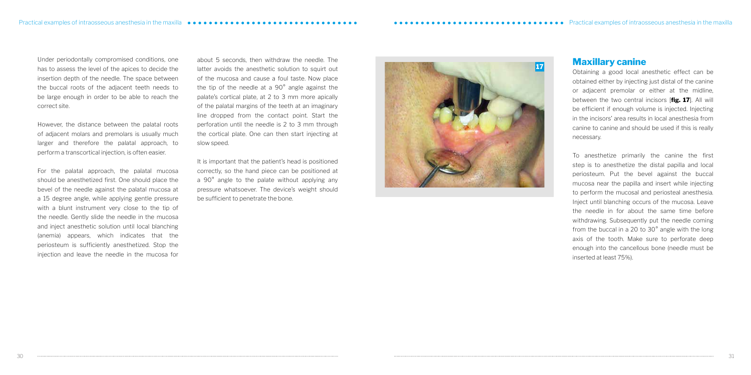Under periodontally compromised conditions, one has to assess the level of the apices to decide the insertion depth of the needle. The space between the buccal roots of the adjacent teeth needs to be large enough in order to be able to reach the correct site.

However, the distance between the palatal roots of adjacent molars and premolars is usually much larger and therefore the palatal approach, to perform a transcortical injection, is often easier.

For the palatal approach, the palatal mucosa should be anesthetized first. One should place the bevel of the needle against the palatal mucosa at a 15 degree angle, while applying gentle pressure with a blunt instrument very close to the tip of the needle. Gently slide the needle in the mucosa and inject anesthetic solution until local blanching (anemia) appears, which indicates that the periosteum is sufficiently anesthetized. Stop the injection and leave the needle in the mucosa for about 5 seconds, then withdraw the needle. The latter avoids the anesthetic solution to squirt out of the mucosa and cause a foul taste. Now place the tip of the needle at a 90° angle against the palate's cortical plate, at 2 to 3 mm more apically of the palatal margins of the teeth at an imaginary line dropped from the contact point. Start the perforation until the needle is 2 to 3 mm through the cortical plate. One can then start injecting at slow speed.

It is important that the patient's head is positioned correctly, so the hand piece can be positioned at a 90° angle to the palate without applying any pressure whatsoever. The device's weight should be sufficient to penetrate the bone.

**17**

## Maxillary canine

Obtaining a good local anesthetic effect can be obtained either by injecting just distal of the canine or adjacent premolar or either at the midline, between the two central incisors [**fig. 17**]. All will be efficient if enough volume is injected. Injecting in the incisors' area results in local anesthesia from canine to canine and should be used if this is really necessary.

To anesthetize primarily the canine the first step is to anesthetize the distal papilla and local periosteum. Put the bevel against the buccal mucosa near the papilla and insert while injecting to perform the mucosal and periosteal anesthesia. Inject until blanching occurs of the mucosa. Leave the needle in for about the same time before withdrawing. Subsequently put the needle coming from the buccal in a 20 to 30° angle with the long axis of the tooth. Make sure to perforate deep enough into the cancellous bone (needle must be inserted at least 75%).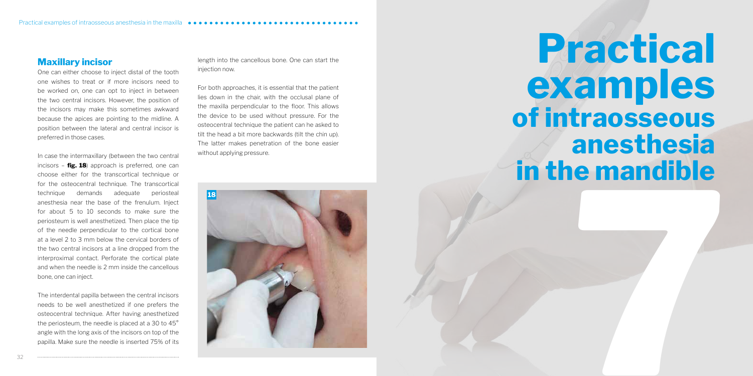## Maxillary incisor

One can either choose to inject distal of the tooth one wishes to treat or if more incisors need to be worked on, one can opt to inject in between the two central incisors. However, the position of the incisors may make this sometimes awkward because the apices are pointing to the midline. A position between the lateral and central incisor is preferred in those cases.

In case the intermaxillary (between the two central incisors – **fig. 18**) approach is preferred, one can choose either for the transcortical technique or for the osteocentral technique. The transcortical technique demands adequate periosteal anesthesia near the base of the frenulum. Inject for about 5 to 10 seconds to make sure the periosteum is well anesthetized. Then place the tip of the needle perpendicular to the cortical bone at a level 2 to 3 mm below the cervical borders of the two central incisors at a line dropped from the interproximal contact. Perforate the cortical plate and when the needle is 2 mm inside the cancellous bone, one can inject.

The interdental papilla between the central incisors needs to be well anesthetized if one prefers the osteocentral technique. After having anesthetized the periosteum, the needle is placed at a 30 to 45° angle with the long axis of the incisors on top of the papilla. Make sure the needle is inserted 75% of its length into the cancellous bone. One can start the injection now.

For both approaches, it is essential that the patient lies down in the chair, with the occlusal plane of the maxilla perpendicular to the floor. This allows the device to be used without pressure. For the osteocentral technique the patient can he asked to tilt the head a bit more backwards (tilt the chin up). The latter makes penetration of the bone easier without applying pressure.

18

# 7 Practical examples of intraosseous anesthesia in the mandible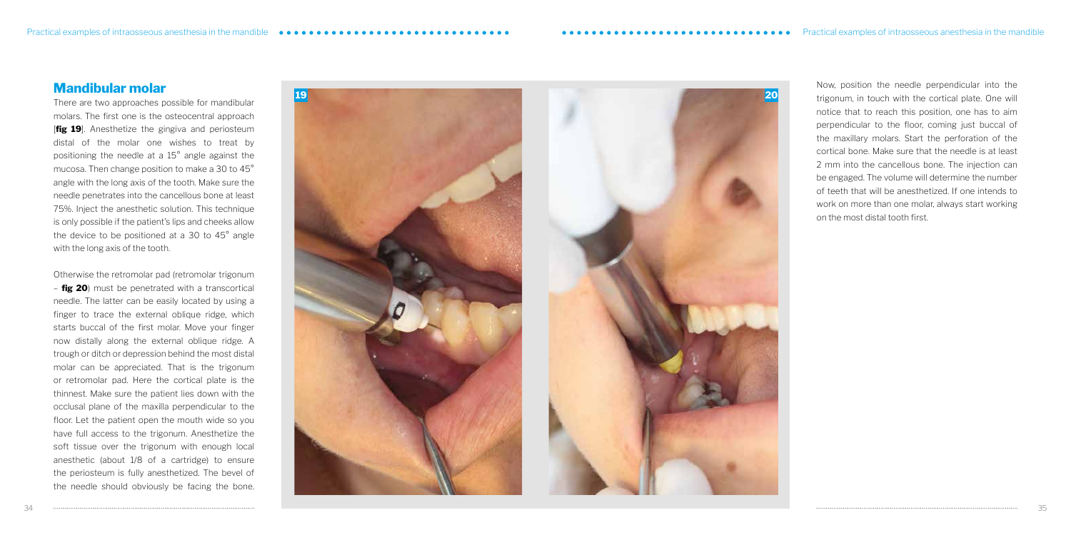## Mandibular molar

There are two approaches possible for mandibular molars. The first one is the osteocentral approach [**fig 19**]. Anesthetize the gingiva and periosteum distal of the molar one wishes to treat by positioning the needle at a 15° angle against the mucosa. Then change position to make a 30 to 45° angle with the long axis of the tooth. Make sure the needle penetrates into the cancellous bone at least 75%. Inject the anesthetic solution. This technique is only possible if the patient's lips and cheeks allow the device to be positioned at a 30 to 45° angle with the long axis of the tooth.

Otherwise the retromolar pad (retromolar trigonum – **fig 20**) must be penetrated with a transcortical needle. The latter can be easily located by using a finger to trace the external oblique ridge, which starts buccal of the first molar. Move your finger now distally along the external oblique ridge. A trough or ditch or depression behind the most distal molar can be appreciated. That is the trigonum or retromolar pad. Here the cortical plate is the thinnest. Make sure the patient lies down with the occlusal plane of the maxilla perpendicular to the floor. Let the patient open the mouth wide so you have full access to the trigonum. Anesthetize the soft tissue over the trigonum with enough local anesthetic (about 1/8 of a cartridge) to ensure the periosteum is fully anesthetized. The bevel of the needle should obviously be facing the bone.

19

20

Now, position the needle perpendicular into the trigonum, in touch with the cortical plate. One will notice that to reach this position, one has to aim perpendicular to the floor, coming just buccal of the maxillary molars. Start the perforation of the cortical bone. Make sure that the needle is at least 2 mm into the cancellous bone. The injection can be engaged. The volume will determine the number of teeth that will be anesthetized. If one intends to work on more than one molar, always start working on the most distal tooth first.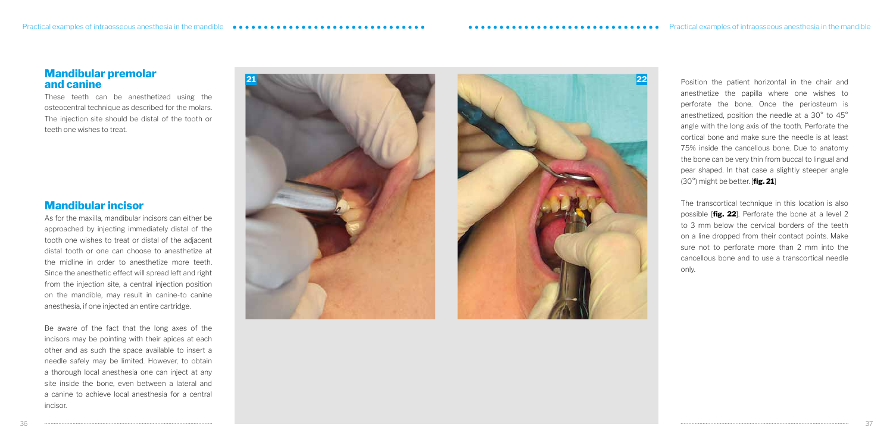## Mandibular premolar and canine

These teeth can be anesthetized using the osteocentral technique as described for the molars. The injection site should be distal of the tooth or teeth one wishes to treat.

## Mandibular incisor

As for the maxilla, mandibular incisors can either be approached by injecting immediately distal of the tooth one wishes to treat or distal of the adjacent distal tooth or one can choose to anesthetize at the midline in order to anesthetize more teeth. Since the anesthetic effect will spread left and right from the injection site, a central injection position on the mandible, may result in canine-to canine anesthesia, if one injected an entire cartridge.

Be aware of the fact that the long axes of the incisors may be pointing with their apices at each other and as such the space available to insert a needle safely may be limited. However, to obtain a thorough local anesthesia one can inject at any site inside the bone, even between a lateral and a canine to achieve local anesthesia for a central incisor.

Position the patient horizontal in the chair and anesthetize the papilla where one wishes to perforate the bone. Once the periosteum is anesthetized, position the needle at a 30° to 45° angle with the long axis of the tooth. Perforate the cortical bone and make sure the needle is at least 75% inside the cancellous bone. Due to anatomy the bone can be very thin from buccal to lingual and pear shaped. In that case a slightly steeper angle (30°) might be better. [**fig. 21**]

The transcortical technique in this location is also possible [**fig. 22**]. Perforate the bone at a level 2 to 3 mm below the cervical borders of the teeth on a line dropped from their contact points. Make sure not to perforate more than 2 mm into the cancellous bone and to use a transcortical needle only.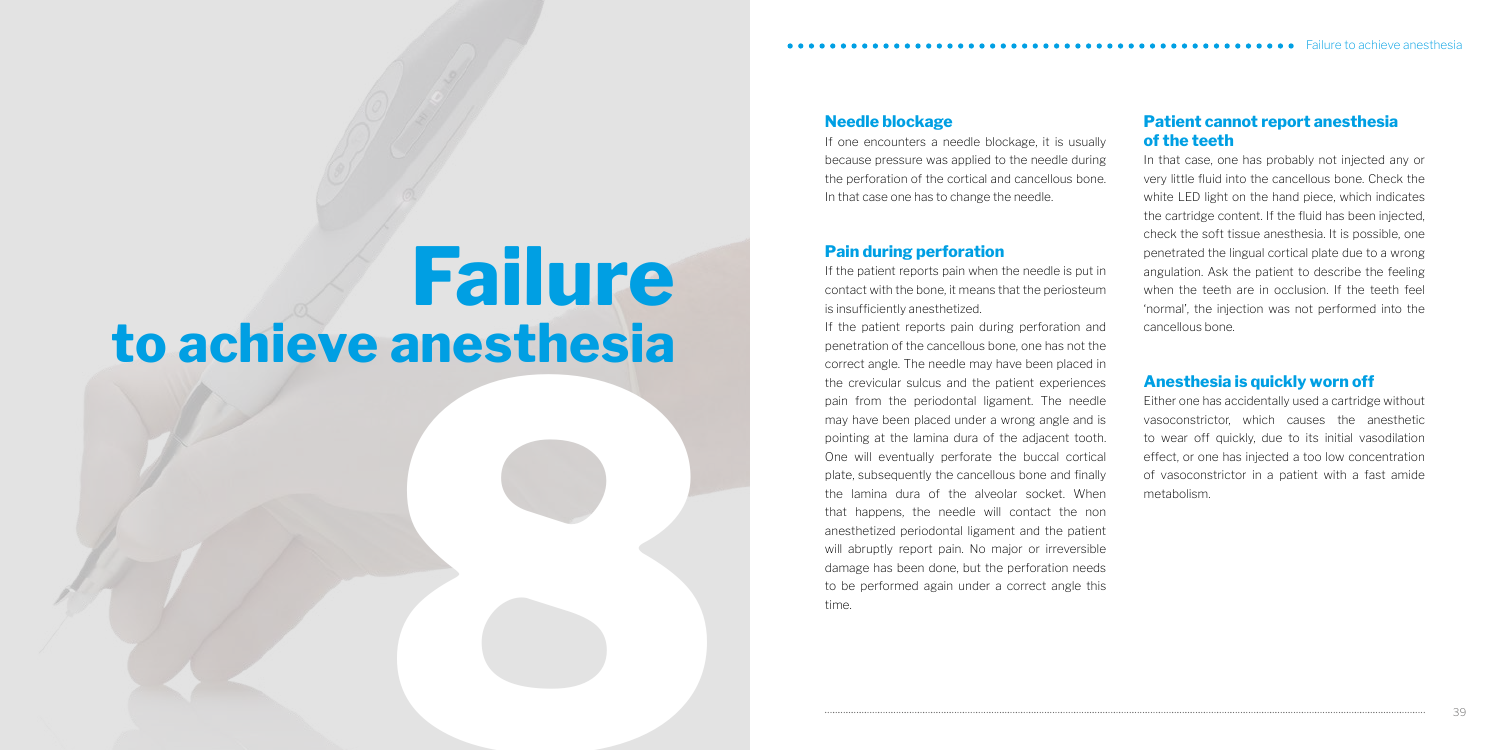# 8 Failure to achieve anesthesia

## Needle blockage

If one encounters a needle blockage, it is usually because pressure was applied to the needle during the perforation of the cortical and cancellous bone. In that case one has to change the needle.

## Pain during perforation

If the patient reports pain when the needle is put in contact with the bone, it means that the periosteum is insufficiently anesthetized.

If the patient reports pain during perforation and penetration of the cancellous bone, one has not the correct angle. The needle may have been placed in the crevicular sulcus and the patient experiences pain from the periodontal ligament. The needle may have been placed under a wrong angle and is pointing at the lamina dura of the adjacent tooth. One will eventually perforate the buccal cortical plate, subsequently the cancellous bone and finally the lamina dura of the alveolar socket. When that happens, the needle will contact the non anesthetized periodontal ligament and the patient will abruptly report pain. No major or irreversible damage has been done, but the perforation needs to be performed again under a correct angle this time.

## Patient cannot report anesthesia of the teeth

In that case, one has probably not injected any or very little fluid into the cancellous bone. Check the white LED light on the hand piece, which indicates the cartridge content. If the fluid has been injected, check the soft tissue anesthesia. It is possible, one penetrated the lingual cortical plate due to a wrong angulation. Ask the patient to describe the feeling when the teeth are in occlusion. If the teeth feel 'normal', the injection was not performed into the cancellous bone.

## Anesthesia is quickly worn off

Either one has accidentally used a cartridge without vasoconstrictor, which causes the anesthetic to wear off quickly, due to its initial vasodilation effect, or one has injected a too low concentration of vasoconstrictor in a patient with a fast amide metabolism.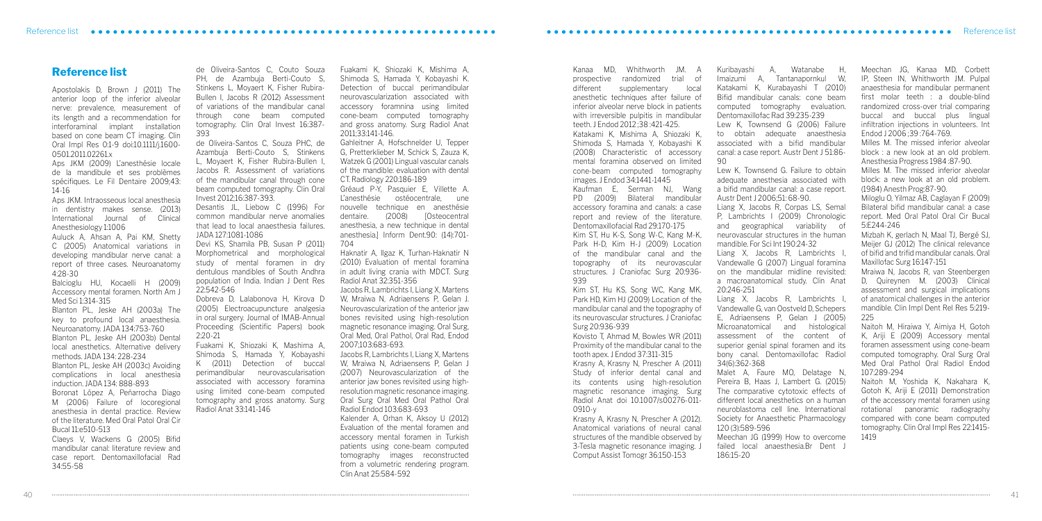## Reference list

Apostolakis D, Brown J (2011) The anterior loop of the inferior alveolar nerve: prevalence, measurement of its length and a recommendation for interforaminal implant installation based on cone beam CT imaging. Clin Oral Impl Res 0:1-9 doi:10.1111/j.1600-0501.2011.02261.x

Aps JKM (2009) L'anesthésie locale de la mandibule et ses problèmes spécifiques. Le Fil Dentaire 2009;43: 14-16

Aps JKM. Intraosseous local anesthesia in dentistry makes sense. (2013) International Journal of Clinical Anesthesiology 1:1006

Auluck A, Ahsan A, Pai KM, Shetty C (2005) Anatomical variations in developing mandibular nerve canal: a report of three cases. Neuroanatomy 4:28-30

Balcioglu HU, Kocaelli H (2009) Accessory mental foramen. North Am J Med Sci 1:314-315

Blanton PL, Jeske AH (2003a) The key to profound local anaesthesia. Neuroanatomy. JADA 134:753-760

Blanton PL, Jeske AH (2003b) Dental local anesthetics. Alternative delivery methods. JADA 134: 228-234

Blanton PL, Jeske AH (2003c) Avoiding complications in local anesthesia induction. JADA 134: 888-893

Boronat López A, Peñarrocha Diago M (2006) Failure of locoregional anesthesia in dental practice. Review of the literature. Med Oral Patol Oral Cir Bucal 11:e510-513

Claeys V, Wackens G (2005) Bifid mandibular canal: literature review and case report. Dentomaxillofacial Rad 34:55-58

de Oliveira-Santos C, Couto Souza PH, de Azambuja Berti-Couto S, Stinkens L, Moyaert K, Fisher Rubira-Bullen I, Jacobs R (2012) Assessment of variations of the mandibular canal through cone beam computed tomography. Clin Oral Invest 16:387-393

de Oliveira-Santos C, Souza PHC, de Azambuja Berti-Couto S, Stinkens L, Moyaert K, Fisher Rubira-Bullen I, Jacobs R. Assessment of variations of the mandibular canal through cone beam computed tomography. Clin Oral Invest 2012;16:387-393.

Desantis JL, Liebow C (1996) For common mandibular nerve anomalies that lead to local anaesthesia failures. JADA 127:1081-1086

Devi KS, Shamila PB, Susan P (2011) Morphometrical and morphological study of mental foramen in dry dentulous mandibles of South Andhra population of India. Indian J Dent Res 22:542-546

Dobreva D, Lalabonova H, Kirova D (2005) Electroacupuncture analgesia in oral surgery. Journal of IMAB-Annual Proceeding (Scientific Papers) book 2:20-21

Fuakami K, Shiozaki K, Mashima A, Shimoda S, Hamada Y, Kobayashi K (2011) Detection of buccal perimandibular neurovascularisation associated with accessory foramina using limited cone-beam computed tomography and gross anatomy. Surg Radiol Anat 33:141-146

Fuakami K, Shiozaki K, Mishima A, Shimoda S, Hamada Y, Kobayashi K. Detection of buccal perimandibular neurovascularization associated with accessory foramina using limited cone-beam computed tomography and gross anatomy. Surg Radiol Anat 2011;33:141-146.

Gahleitner A, Hofschnelder U, Tepper G, Pretterklieber M, Schick S, Zauza K, Watzek G (2001) Lingual vascular canals of the mandible: evaluation with dental CT. Radiology 220:186-189

Gréaud P-Y, Pasquier E, Villette A. L'anesthésie ostéocentrale, une nouvelle technique en anesthésie dentaire. (2008) [Osteocentral anesthesia, a new technique in dental anesthesia.] Inform Dent.90: (14):701-704

Haknatir A, Ilgaz K, Turhan-Haknatir N (2010) Evaluation of mental foramina in adult living crania with MDCT. Surg Radiol Anat 32:351-356

Jacobs R, Lambrichts I, Liang X, Martens W, Mraiwa N, Adriaensens P, Gelan J. Neurovascularization of the anterior jaw bones revisited using high-resolution magnetic resonance imaging. Oral Surg, Oral Med, Oral Pathol, Oral Rad, Endod 2007;103:683-693.

Jacobs R, Lambrichts I, Liang X, Martens W, Mraiwa N, Adriaensens P, Gelan J (2007) Neurovascularization of the anterior jaw bones revisited using high-resolution magnetic resonance imaging. Oral Surg Oral Med Oral Pathol Oral Radiol Endod 103:683-693

Kalender A, Orhan K, Aksoy U (2012) Evaluation of the mental foramen and accessory mental foramen in Turkish patients using cone-beam computed tomography images reconstructed from a volumetric rendering program. Clin Anat 25:584-592

Kanaa MD, Whithworth JM. A prospective randomized trial of different supplementary local anesthetic techniques after failure of inferior alveolar nerve block in patients with irreversible pulpitis in mandibular teeth. J Endod 2012 ;38 :421-425.

Katakami K, Mishima A, Shiozaki K, Shimoda S, Hamada Y, Kobayashi K (2008) Characteristic of accessory mental foramina observed on limited cone-beam computed tomography images. J Endod 34:1441-1445

Kaufman E, Serman NJ, Wang PD (2009) Bilateral mandibular accessory foramina and canals: a case report and review of the literature. Dentomaxillofacial Rad 29:170-175

Kim ST, Hu K-S, Song W-C, Kang M-K, Park H-D, Kim H-J (2009) Location of the mandibular canal and the topography of its neurovascular structures. J Craniofac Surg 20:936-939

Kim ST, Hu KS, Song WC, Kang MK, Park HD, Kim HJ (2009) Location of the mandibular canal and the topography of its neurovascular structures. J Craniofac Surg 20:936-939

Kovisto T, Ahmad M, Bowles WR (2011) Proximity of the mandibular canal to the tooth apex. J Endod 37:311-315

Krasny A, Krasny N, Prescher A (2011) Study of inferior dental canal and its contents using high-resolution magnetic resonance imaging. Surg Radiol Anat doi 10.1007/s00276-011-0910-y

Krasny A, Krasny N, Prescher A (2012). Anatomical variations of neural canal structures of the mandible observed by 3-Tesla magnetic resonance imaging. J Comput Assist Tomogr 36:150-153

Kuribayashi A, Watanabe H, Imaizumi A, Tantanapornkul W, Katakami K, Kurabayashi T (2010) Bifid mandibular canals: cone beam computed tomography evaluation. Dentomaxillofac Rad 39:235-239

Lew K, Townsend G (2006) Failure to obtain adequate anaesthesia associated with a bifid mandibular canal: a case report. Austr Dent J 51:86-90

Lew K, Townsend G. Failure to obtain adequate anesthesia associated with a bifid mandibular canal: a case report. Austr Dent J 2006;51: 68-90.

Liang X, Jacobs R, Corpas LS, Semal P, Lambrichts I (2009) Chronologic and geographical variability of neurovascular structures in the human mandible. For Sci Int 190:24-32

Liang X, Jacobs R, Lambrichts I, Vandewalle G (2007) Lingual foramina on the mandibular midline revisited: a macroanatomical study. Clin Anat 20:246-251

Liang X, Jacobs R, Lambrichts I, Vandewalle G, van Oostveld D, Schepers E, Adriaensens P, Gelan J (2005) Microanatomical and histological assessment of the content of superior genial spinal foramen and its bony canal. Dentomaxillofac Radiol 34(6):362-368

Malet A, Faure MO, Delatage N, Pereira B, Haas J, Lambert G. (2015) The comparative cytotoxic effects of different local anesthetics on a human neuroblastoma cell line. International Society for Anaesthetic Pharmacology 120 (3):589-596

Meechan JG (1999) How to overcome failed local anaesthesia.Br Dent J 186:15-20

Meechan JG, Kanaa MD, Corbett IP, Steen IN, Whithworth JM. Pulpal anaesthesia for mandibular permanent first molar teeth : a double-blind randomized cross-over trial comparing buccal and buccal plus lingual infiltration injections in volunteers. Int Endod J 2006 ;39 :764-769.

Milles M. The missed inferior alveolar block : a new look at an old problem. Anesthesia Progress 1984 :87-90.

Milles M. The missed inferior alveolar block: a new look at an old problem. (1984) Anesth Prog:87-90.

Miloglu O, Yilmaz AB, Caglayan F (2009) Bilateral bifid mandibular canal: a case report. Med Oral Patol Oral Cir Bucal 5:E244-246

Mizbah K, gerlach N, Maal TJ, Bergé SJ, Meijer GJ (2012) The clinical relevance of bifid and trifid mandibular canals. Oral Maxillofac Surg 16:147-151

Mraiwa N, Jacobs R, van Steenbergen D, Quireynen M. (2003) Clinical assessment and surgical implications of anatomical challenges in the anterior mandible. Clin Impl Dent Rel Res 5:219-225

Naitoh M, Hiraiwa Y, Aimiya H, Gotoh K, Ariji E (2009) Accessory mental foramen assessment using cone-beam computed tomography. Oral Surg Oral Med Oral Pathol Oral Radiol Endod 107:289-294

Naitoh M, Yoshida K, Nakahara K, Gotoh K, Ariji E (2011) Demonstration of the accessory mental foramen using rotational panoramic radiography compared with cone beam computed tomography. Clin Oral Impl Res 22:1415-1419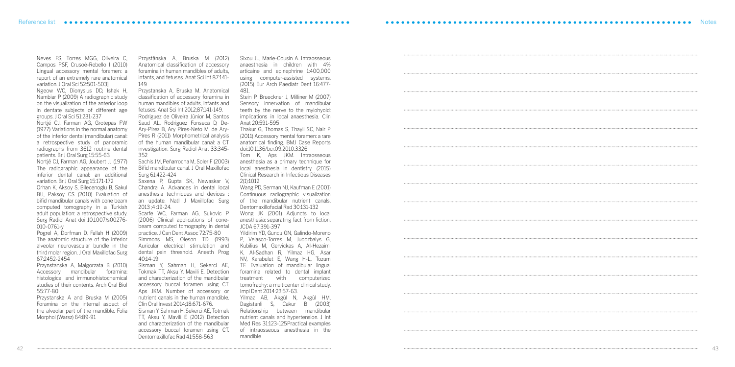Neves FS, Torres MGG, Oliveira C, Campos PSF, Crusoé-Rebello I (2010) Lingual accessory mental foramen: a report of an extremely rare anatomical variation. J Oral Sci 52:501-503]

Ngeow WC, Dionysius DD, Ishak H, Nambiar P (2009) A radiographic study on the visualization of the anterior loop in dentate subjects of different age groups. J Oral Sci 51:231-237

Nortjé CJ, Farman AG, Grotepas FW (1977) Variations in the normal anatomy of the inferior dental (mandibular) canal: a retrospective study of panoramic radiographs from 3612 routine dental patients. Br J Oral Surg 15:55-63

Nortjé CJ, Farman AG, Joubert JJ (1977) The radiographic appearance of the inferior dental canal: an additional variation. Br J Oral Surg 15:171-172

Orhan K, Aksoy S, Bilecenoglu B, Sakul BU, Paksoy CS (2010) Evaluation of bifid mandibular canals with cone beam computed tomography in a Turkish adult population: a retrospective study. Surg Radiol Anat doi 10.1007/s00276-010-0761-y

Pogrel A, Dorfman D, Fallah H (2009) The anatomic structure of the inferior alveolar neurovascular bundle in the third molar region. J Oral Maxillofac Surg 67:2452-2454

Przynstanska A, Malgorzata B (2010) Accessory mandibular foramina: histological and immunohistochemical studies of their contents. Arch Oral Biol 55:77-80

Przystanska A and Bruska M (2005) Foramina on the internal aspect of the alveolar part of the mandible. Folia Morphol (Warsz) 64:89-91

Przystánska A, Bruska M (2012) Anatomical classification of accessory foramina in human mandibles of adults, infants, and fetuses. Anat Sci Int 87:141-149

Przystanska A, Bruska M. Anatomical classification of accessory foramina in human mandibles of adults, infants and fetuses. Anat Sci Int 2012;87:141-149.

Rodriguez de Oliveira Júnior M, Santos Saud AL, Rodriguez Fonseca D, De-Ary-Pirez B, Ary Pires-Neto M, de Ary-Pires R (2011) Morphometrical analysis of the human mandibular canal: a CT investigation. Surg Radiol Anat 33:345-352

Sachis JM, Peñarrocha M, Soler F (2003) Bifid mandibular canal. J Oral Maxillofac Surg 61:422-424

Saxena P, Gupta SK, Newaskar V, Chandra A. Advances in dental local anesthesia techniques and devices : an update. Natl J Maxillofac Surg 2013 ;4 :19-24.

Scarfe WC, Farman AG, Sukovic P (2006) Clinical applications of cone-beam computed tomography in dental practice. J Can Dent Assoc 72:75-80

Simmons MS, Oleson TD (1993) Auricular electrical stimulation and dental pain threshold. Anesth Prog 40:14-19

Sisman Y, Sahman H, Sekerci AE, Tokmak TT, Aksu Y, Mavili E. Detection and characterization of the mandibular accessory buccal foramen using CT. Aps JKM. Number of accessory or nutrient canals in the human mandible. Clin Oral Invest 2014;18:671-676.

Sisman Y, Sahman H, Sekerci AE, Totmak TT, Aksu Y, Mavili E (2012) Detection and characterization of the mandibular accessory buccal foramen using CT. Dentomaxillofac Rad 41:558-563

Sixou JL, Marie-Cousin A. Intraosseous anaesthesia in children with 4% articaine and epinephrine 1:400,000 using computer-assisted systems. (2015) Eur Arch Paediatr Dent 16:477-481.

Stein P, Brueckner J, Milliner M (2007) Sensory innervation of mandibular teeth by the nerve to the mylohyoid: implications in local anaesthesia. Clin Anat 20:591-595

Thakur G, Thomas S, Thayil SC, Nair P (2011) Accessory mental foramen: a rare anatomical finding. BMJ Case Reports doi:10.1136/bcr.09.2010.3326

Tom K, Aps JKM. Intraosseous anesthesia as a primary technique for local anesthesia in dentistry. (2015) Clinical Research in Infectious Diseases 2(1):1012

Wang PD, Serman NJ, Kaufman E (2001) Continuous radiographic visualization of the mandibular nutrient canals. Dentomaxillofacial Rad 30:131-132

Wong JK (2001) Adjuncts to local anesthesia: separating fact from fiction. JCDA 67:391-397

Yildirim YD, Guncu GN, Galindo-Moreno P, Velasco-Torres M, Juodzbalys G, Kubilius M, Gervickas A, Al-Hezaimi K, Al-Sadhan R, Yilmaz HG, Asar NV, Karabulut E, Wang H-L, Tozum TF. Evaluation of mandibular lingual foramina related to dental implant treatment with computerized tomofraphy: a multicenter clinical study. Impl Dent 2014:23:57-63.

Yilmaz AB, Akgül N, Akgül HM, Dagistanli S, Cakur B (2003) Relationship between mandibular nutrient canals and hypertension. J Int Med Res 31:123-125Practical examples of intraosseous anesthesia in the mandible